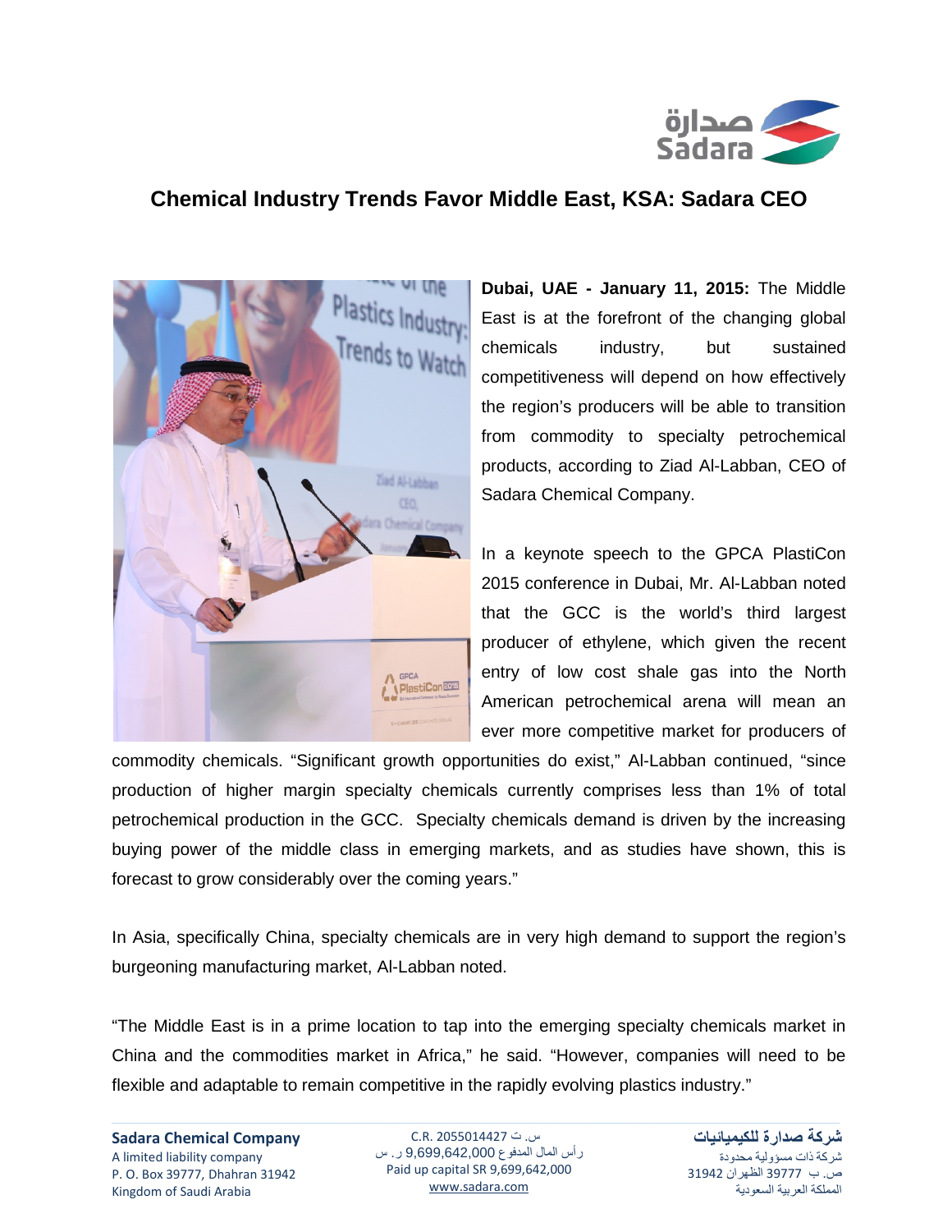# Chemical Industry Trends Favor Middle East, KSA: Sadara CEO

**Dubai, UAE - January 11, 2015:** The Middle East is at the forefront of the changing global chemicals industry, but sustained competitiveness will depend on how effectively the region's producers will be able to transition from commodity to specialty petrochemical products, according to Ziad Al-Labban, CEO of Sadara Chemical Company.

In a keynote speech to the GPCA PlastiCon 2015 conference in Dubai, Mr. Al-Labban noted that the GCC is the world's third largest producer of ethylene, which given the recent entry of low cost shale gas into the North American petrochemical arena will mean an ever more competitive market for producers of commodity chemicals. "Significant growth opportunities do exist," Al-Labban continued, "since production of higher margin specialty chemicals currently comprises less than 1% of total petrochemical production in the GCC. Specialty chemicals demand is driven by the increasing buying power of the middle class in emerging markets, and as studies have shown, this is forecast to grow considerably over the coming years."

In Asia, specifically China, specialty chemicals are in very high demand to support the region's burgeoning manufacturing market, Al-Labban noted.

"The Middle East is in a prime location to tap into the emerging specialty chemicals market in China and the commodities market in Africa," he said. "However, companies will need to be flexible and adaptable to remain competitive in the rapidly evolving plastics industry."

**Sadara Chemical Company**
A limited liability company
P. O. Box 39777, Dhahran 31942
Kingdom of Saudi Arabia

س. ت C.R. 2055014427
رأس المال المدفوع 9,699,642,000 ر. س
Paid up capital SR 9,699,642,000
www.sadara.com

**شركة صدارة للكيميائيات**
شركة ذات مسؤولية محدودة
ص. ب 39777 الظهران 31942
المملكة العربية السعودية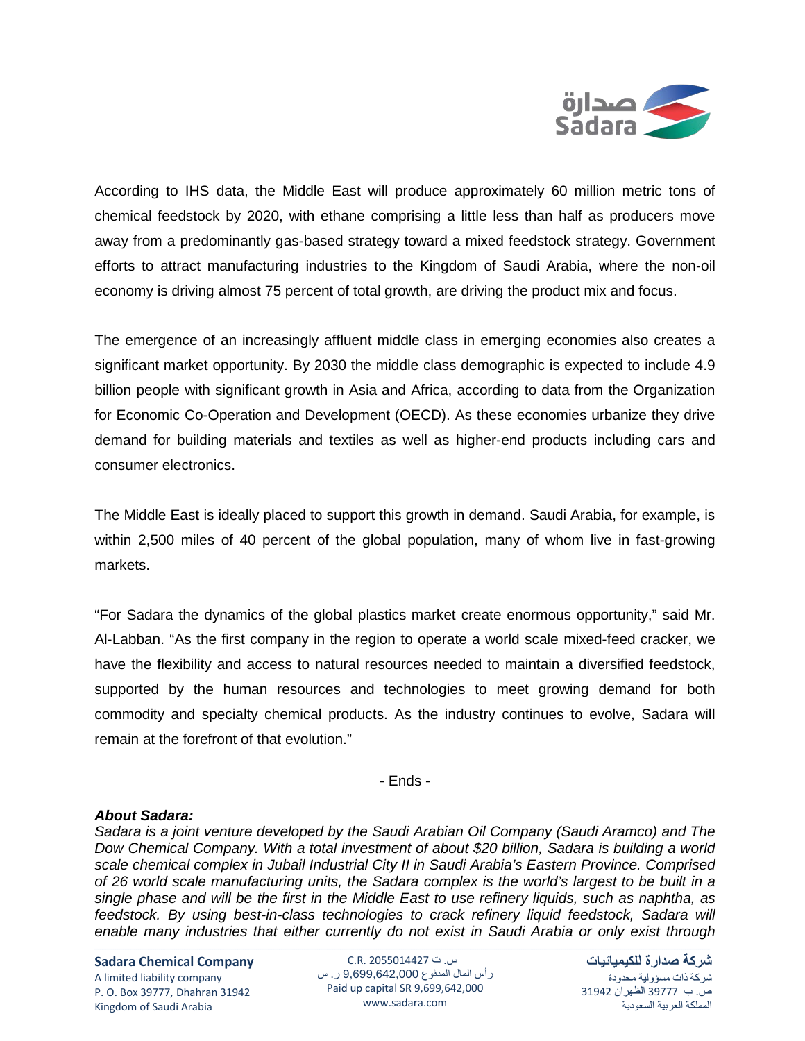According to IHS data, the Middle East will produce approximately 60 million metric tons of chemical feedstock by 2020, with ethane comprising a little less than half as producers move away from a predominantly gas-based strategy toward a mixed feedstock strategy. Government efforts to attract manufacturing industries to the Kingdom of Saudi Arabia, where the non-oil economy is driving almost 75 percent of total growth, are driving the product mix and focus.

The emergence of an increasingly affluent middle class in emerging economies also creates a significant market opportunity. By 2030 the middle class demographic is expected to include 4.9 billion people with significant growth in Asia and Africa, according to data from the Organization for Economic Co-Operation and Development (OECD). As these economies urbanize they drive demand for building materials and textiles as well as higher-end products including cars and consumer electronics.

The Middle East is ideally placed to support this growth in demand. Saudi Arabia, for example, is within 2,500 miles of 40 percent of the global population, many of whom live in fast-growing markets.

"For Sadara the dynamics of the global plastics market create enormous opportunity," said Mr. Al-Labban. "As the first company in the region to operate a world scale mixed-feed cracker, we have the flexibility and access to natural resources needed to maintain a diversified feedstock, supported by the human resources and technologies to meet growing demand for both commodity and specialty chemical products. As the industry continues to evolve, Sadara will remain at the forefront of that evolution."

- Ends -

***About Sadara:***

*Sadara is a joint venture developed by the Saudi Arabian Oil Company (Saudi Aramco) and The Dow Chemical Company. With a total investment of about $20 billion, Sadara is building a world scale chemical complex in Jubail Industrial City II in Saudi Arabia's Eastern Province. Comprised of 26 world scale manufacturing units, the Sadara complex is the world's largest to be built in a single phase and will be the first in the Middle East to use refinery liquids, such as naphtha, as feedstock. By using best-in-class technologies to crack refinery liquid feedstock, Sadara will enable many industries that either currently do not exist in Saudi Arabia or only exist through*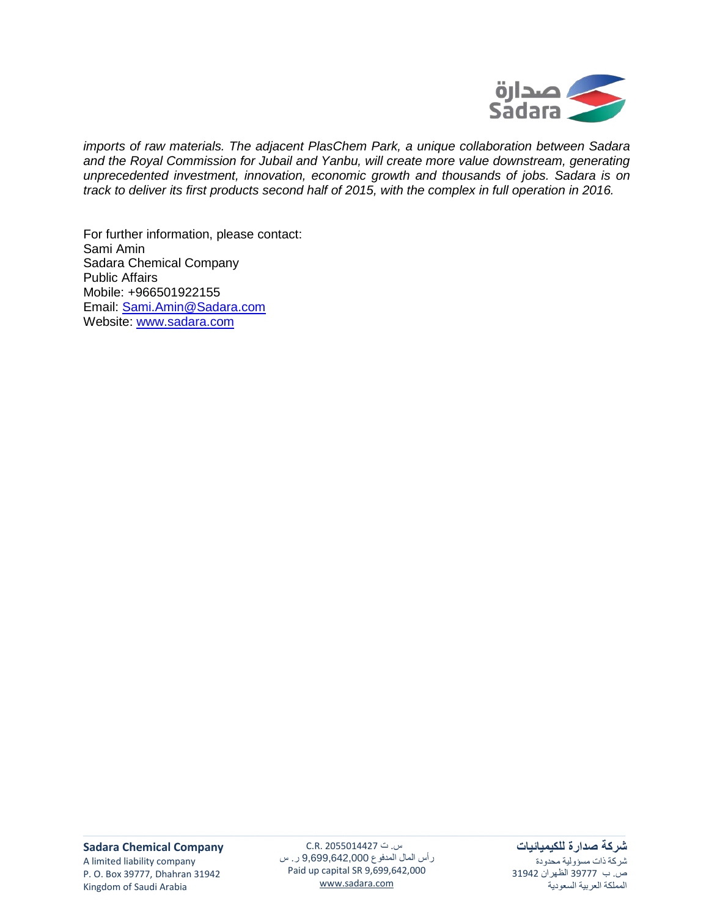*imports of raw materials. The adjacent PlasChem Park, a unique collaboration between Sadara and the Royal Commission for Jubail and Yanbu, will create more value downstream, generating unprecedented investment, innovation, economic growth and thousands of jobs. Sadara is on track to deliver its first products second half of 2015, with the complex in full operation in 2016.*

For further information, please contact:
Sami Amin
Sadara Chemical Company
Public Affairs
Mobile: +966501922155
Email: Sami.Amin@Sadara.com
Website: www.sadara.com